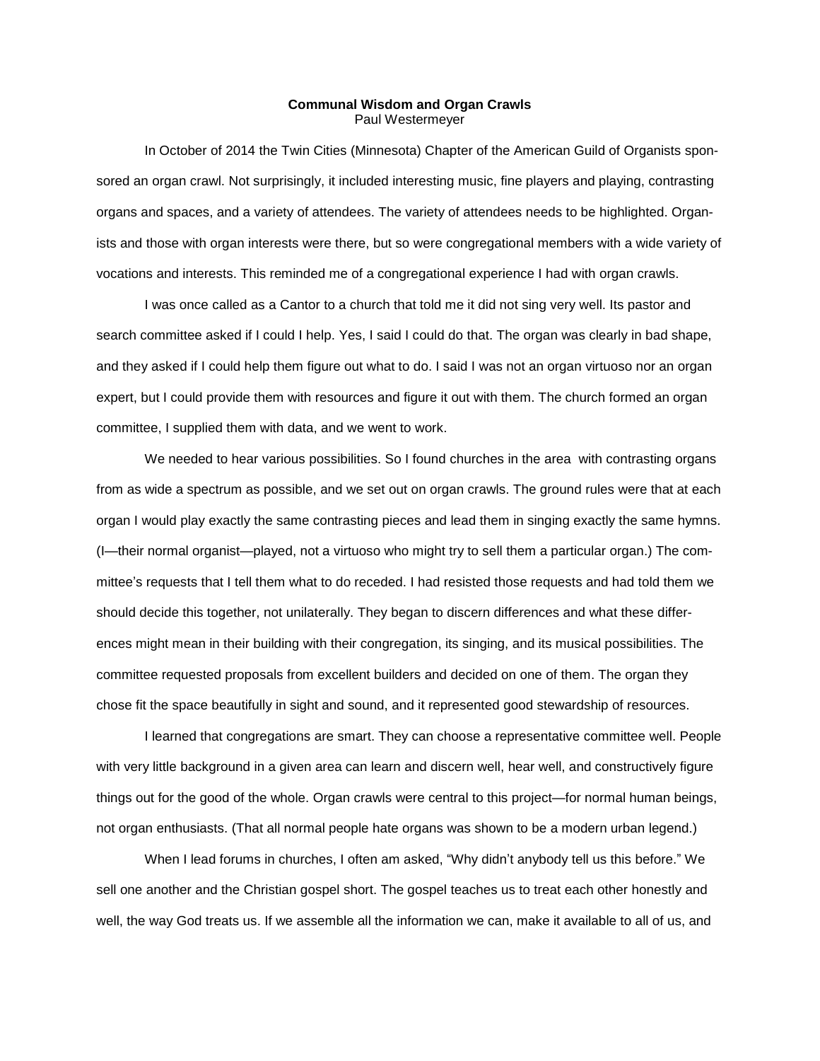**Communal Wisdom and Organ Crawls**
Paul Westermeyer

In October of 2014 the Twin Cities (Minnesota) Chapter of the American Guild of Organists sponsored an organ crawl. Not surprisingly, it included interesting music, fine players and playing, contrasting organs and spaces, and a variety of attendees. The variety of attendees needs to be highlighted. Organists and those with organ interests were there, but so were congregational members with a wide variety of vocations and interests. This reminded me of a congregational experience I had with organ crawls.

I was once called as a Cantor to a church that told me it did not sing very well. Its pastor and search committee asked if I could I help. Yes, I said I could do that. The organ was clearly in bad shape, and they asked if I could help them figure out what to do. I said I was not an organ virtuoso nor an organ expert, but I could provide them with resources and figure it out with them. The church formed an organ committee, I supplied them with data, and we went to work.

We needed to hear various possibilities. So I found churches in the area with contrasting organs from as wide a spectrum as possible, and we set out on organ crawls. The ground rules were that at each organ I would play exactly the same contrasting pieces and lead them in singing exactly the same hymns. (I—their normal organist—played, not a virtuoso who might try to sell them a particular organ.) The committee's requests that I tell them what to do receded. I had resisted those requests and had told them we should decide this together, not unilaterally. They began to discern differences and what these differences might mean in their building with their congregation, its singing, and its musical possibilities. The committee requested proposals from excellent builders and decided on one of them. The organ they chose fit the space beautifully in sight and sound, and it represented good stewardship of resources.

I learned that congregations are smart. They can choose a representative committee well. People with very little background in a given area can learn and discern well, hear well, and constructively figure things out for the good of the whole. Organ crawls were central to this project—for normal human beings, not organ enthusiasts. (That all normal people hate organs was shown to be a modern urban legend.)

When I lead forums in churches, I often am asked, "Why didn't anybody tell us this before." We sell one another and the Christian gospel short. The gospel teaches us to treat each other honestly and well, the way God treats us. If we assemble all the information we can, make it available to all of us, and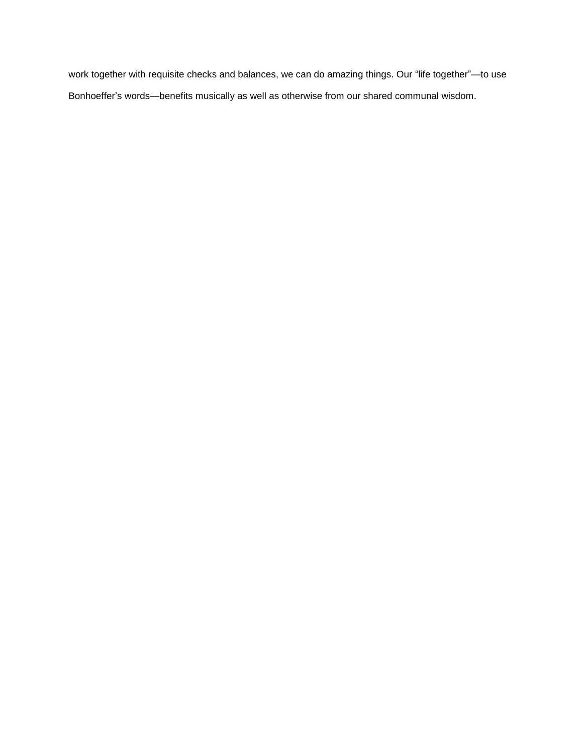work together with requisite checks and balances, we can do amazing things. Our “life together”—to use Bonhoeffer’s words—benefits musically as well as otherwise from our shared communal wisdom.